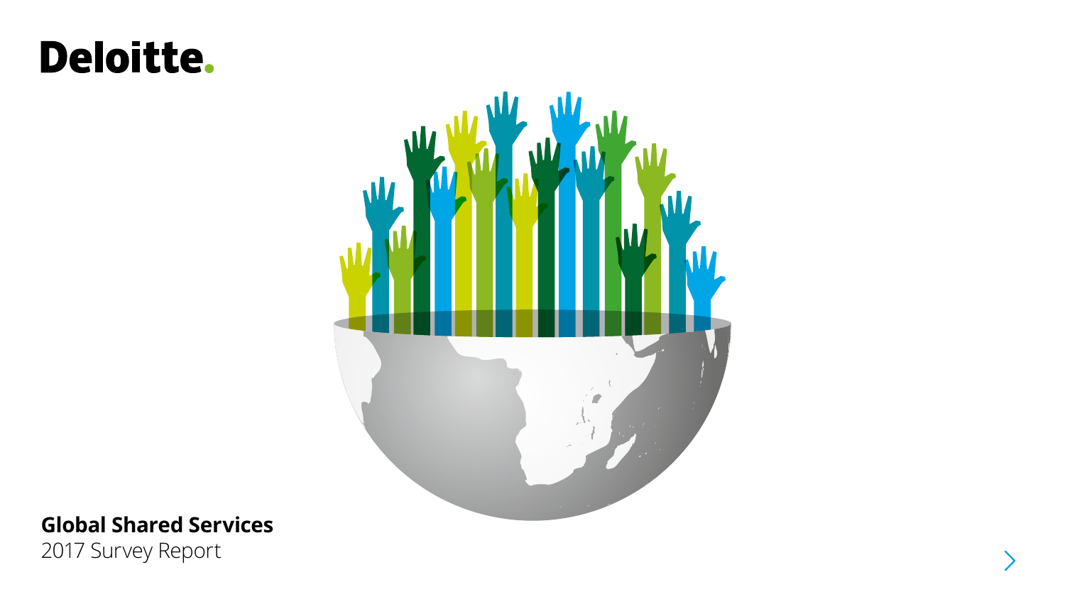Deloitte.

# Global Shared Services

2017 Survey Report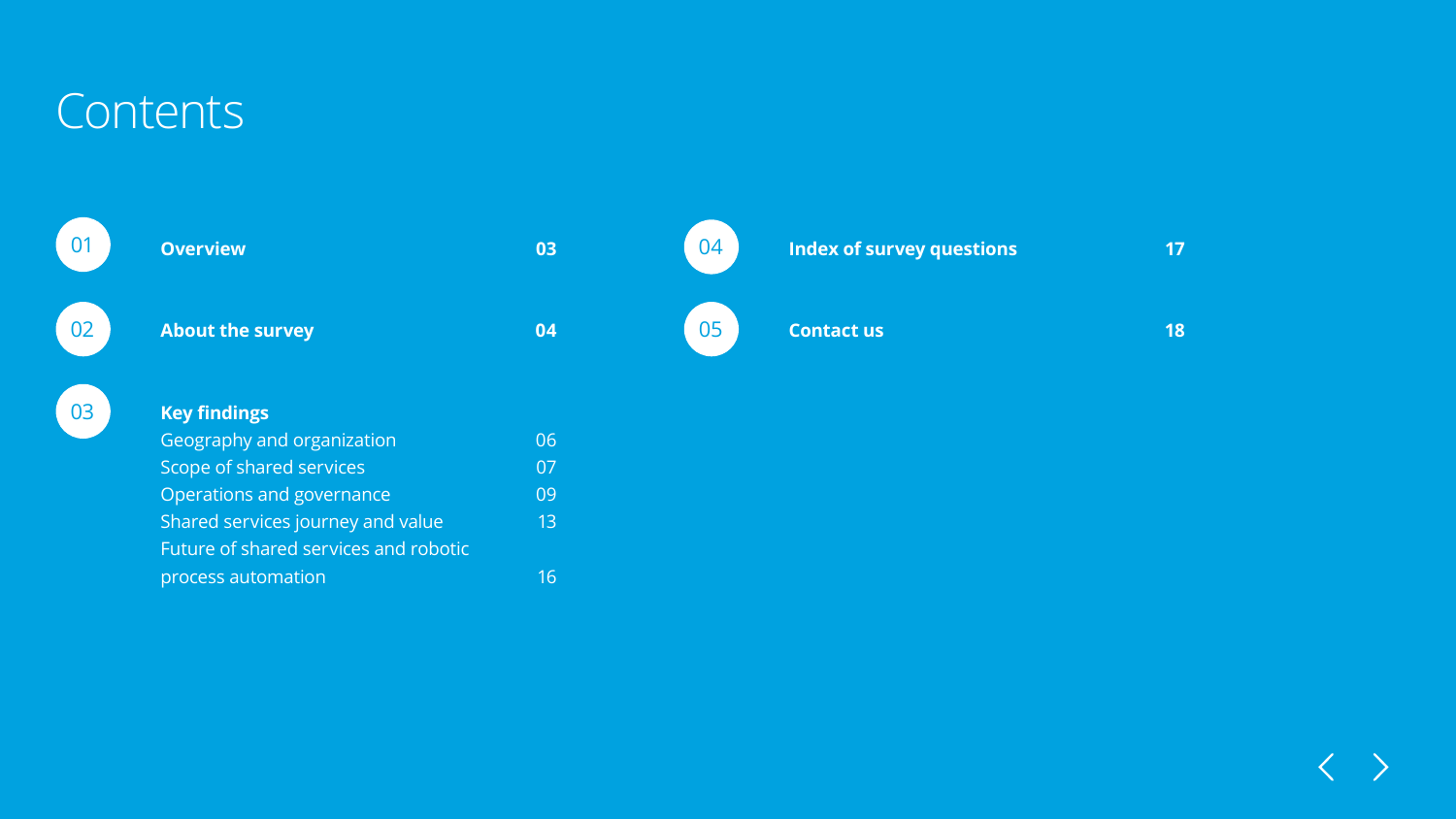# Contents

| | | |
|---|---|---|
| 01 | **Overview** | **03** |
| 02 | **About the survey** | **04** |
| 03 | **Key findings** | |
| | Geography and organization | 06 |
| | Scope of shared services | 07 |
| | Operations and governance | 09 |
| | Shared services journey and value | 13 |
| | Future of shared services and robotic process automation | 16 |
| 04 | **Index of survey questions** | **17** |
| 05 | **Contact us** | **18** |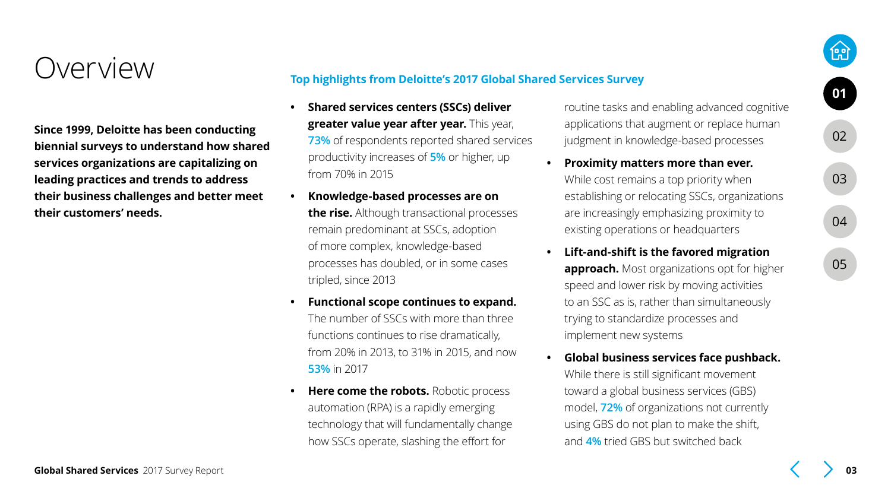# Overview

**Since 1999, Deloitte has been conducting biennial surveys to understand how shared services organizations are capitalizing on leading practices and trends to address their business challenges and better meet their customers' needs.**

### Top highlights from Deloitte's 2017 Global Shared Services Survey

- **Shared services centers (SSCs) deliver greater value year after year.** This year, **73%** of respondents reported shared services productivity increases of **5%** or higher, up from 70% in 2015
- **Knowledge-based processes are on the rise.** Although transactional processes remain predominant at SSCs, adoption of more complex, knowledge-based processes has doubled, or in some cases tripled, since 2013
- **Functional scope continues to expand.** The number of SSCs with more than three functions continues to rise dramatically, from 20% in 2013, to 31% in 2015, and now **53%** in 2017
- **Here come the robots.** Robotic process automation (RPA) is a rapidly emerging technology that will fundamentally change how SSCs operate, slashing the effort for routine tasks and enabling advanced cognitive applications that augment or replace human judgment in knowledge-based processes
- **Proximity matters more than ever.** While cost remains a top priority when establishing or relocating SSCs, organizations are increasingly emphasizing proximity to existing operations or headquarters
- **Lift-and-shift is the favored migration approach.** Most organizations opt for higher speed and lower risk by moving activities to an SSC as is, rather than simultaneously trying to standardize processes and implement new systems
- **Global business services face pushback.** While there is still significant movement toward a global business services (GBS) model, **72%** of organizations not currently using GBS do not plan to make the shift, and **4%** tried GBS but switched back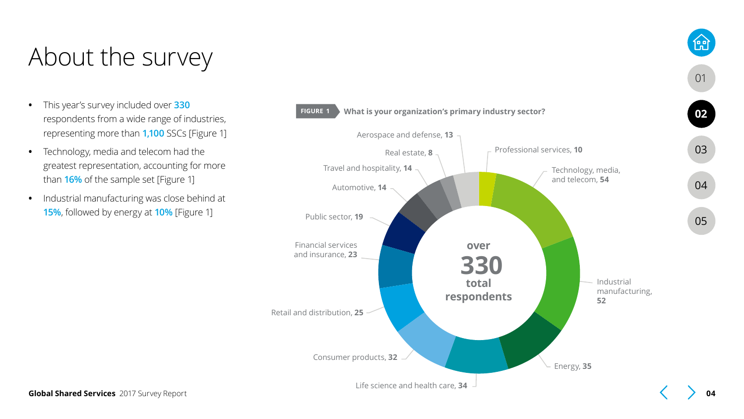# About the survey

- This year's survey included over 330 respondents from a wide range of industries, representing more than 1,100 SSCs [Figure 1]
- Technology, media and telecom had the greatest representation, accounting for more than 16% of the sample set [Figure 1]
- Industrial manufacturing was close behind at 15%, followed by energy at 10% [Figure 1]

**FIGURE 1** What is your organization's primary industry sector?

over **330** total respondents

| Industry sector | Respondents |
|---|---|
| Professional services | 10 |
| Technology, media, and telecom | 54 |
| Industrial manufacturing | 52 |
| Energy | 35 |
| Life science and health care | 34 |
| Consumer products | 32 |
| Retail and distribution | 25 |
| Financial services and insurance | 23 |
| Public sector | 19 |
| Automotive | 14 |
| Travel and hospitality | 14 |
| Real estate | 8 |
| Aerospace and defense | 13 |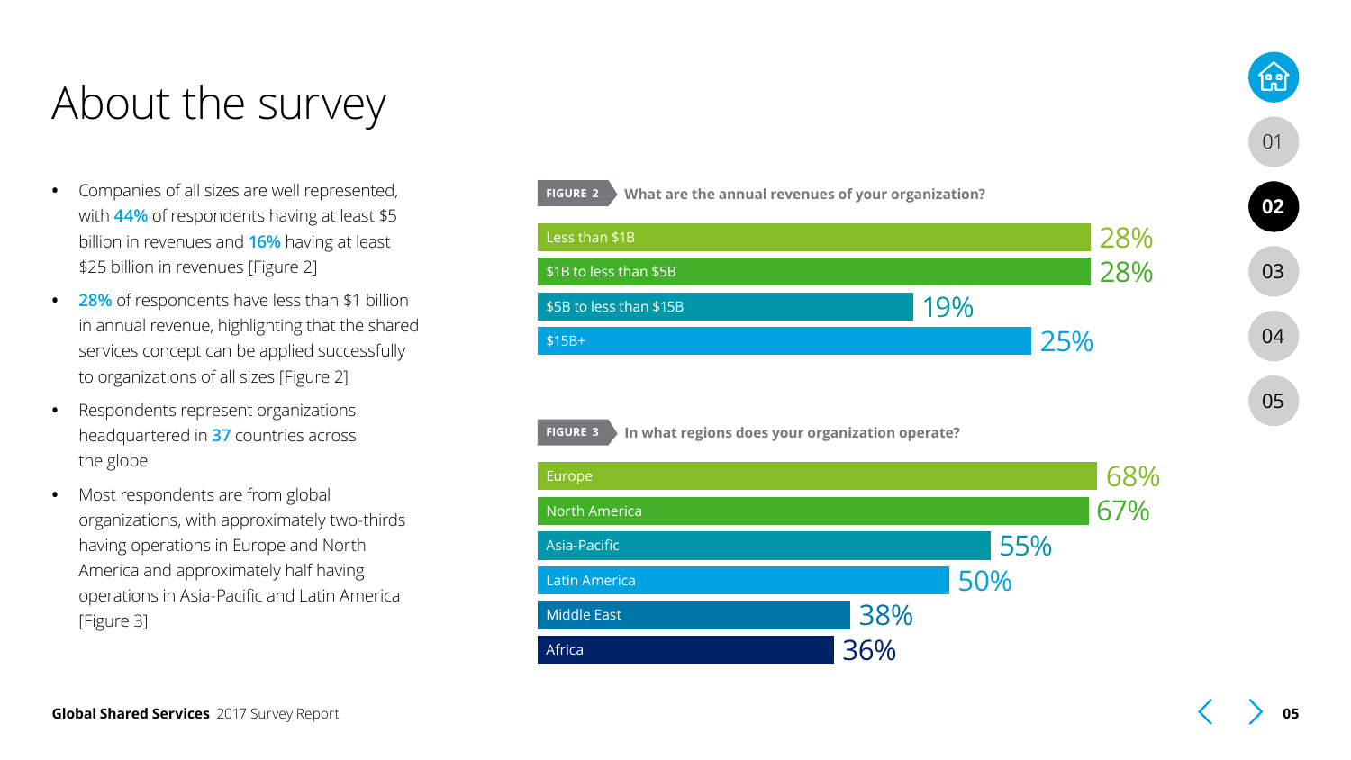# About the survey

- Companies of all sizes are well represented, with **44%** of respondents having at least $5 billion in revenues and **16%** having at least $25 billion in revenues [Figure 2]
- **28%** of respondents have less than $1 billion in annual revenue, highlighting that the shared services concept can be applied successfully to organizations of all sizes [Figure 2]
- Respondents represent organizations headquartered in **37** countries across the globe
- Most respondents are from global organizations, with approximately two-thirds having operations in Europe and North America and approximately half having operations in Asia-Pacific and Latin America [Figure 3]

**FIGURE 2** What are the annual revenues of your organization?

| Revenue | Percentage |
| --- | --- |
| Less than $1B | 28% |
| $1B to less than $5B | 28% |
| $5B to less than $15B | 19% |
| $15B+ | 25% |

**FIGURE 3** In what regions does your organization operate?

| Region | Percentage |
| --- | --- |
| Europe | 68% |
| North America | 67% |
| Asia-Pacific | 55% |
| Latin America | 50% |
| Middle East | 38% |
| Africa | 36% |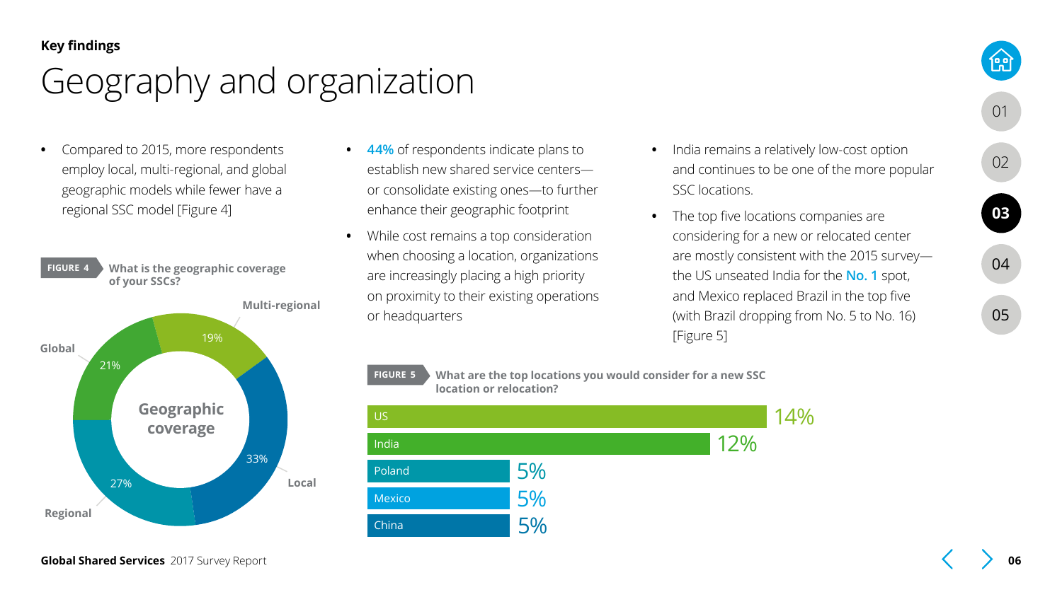**Key findings**

# Geography and organization

- Compared to 2015, more respondents employ local, multi-regional, and global geographic models while fewer have a regional SSC model [Figure 4]

**FIGURE 4** What is the geographic coverage of your SSCs?

| Geographic coverage | Percentage |
|---|---|
| Local | 33% |
| Regional | 27% |
| Global | 21% |
| Multi-regional | 19% |

- 44% of respondents indicate plans to establish new shared service centers—or consolidate existing ones—to further enhance their geographic footprint
- While cost remains a top consideration when choosing a location, organizations are increasingly placing a high priority on proximity to their existing operations or headquarters

**FIGURE 5** What are the top locations you would consider for a new SSC location or relocation?

| Location | Percentage |
|---|---|
| US | 14% |
| India | 12% |
| Poland | 5% |
| Mexico | 5% |
| China | 5% |

- India remains a relatively low-cost option and continues to be one of the more popular SSC locations.
- The top five locations companies are considering for a new or relocated center are mostly consistent with the 2015 survey—the US unseated India for the **No. 1** spot, and Mexico replaced Brazil in the top five (with Brazil dropping from No. 5 to No. 16) [Figure 5]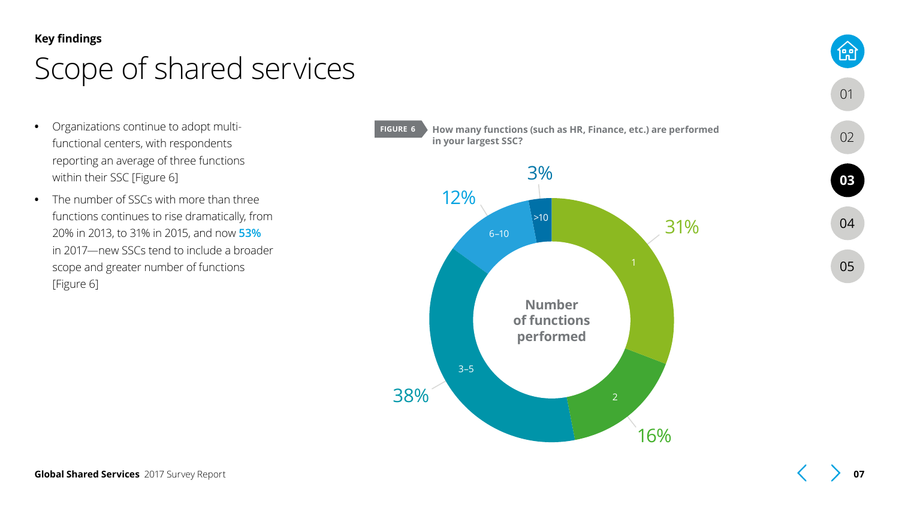**Key findings**

# Scope of shared services

- Organizations continue to adopt multi-functional centers, with respondents reporting an average of three functions within their SSC [Figure 6]
- The number of SSCs with more than three functions continues to rise dramatically, from 20% in 2013, to 31% in 2015, and now **53%** in 2017—new SSCs tend to include a broader scope and greater number of functions [Figure 6]

**FIGURE 6** How many functions (such as HR, Finance, etc.) are performed in your largest SSC?

| Number of functions performed | % |
| --- | --- |
| 1 | 31% |
| 2 | 16% |
| 3–5 | 38% |
| 6–10 | 12% |
| >10 | 3% |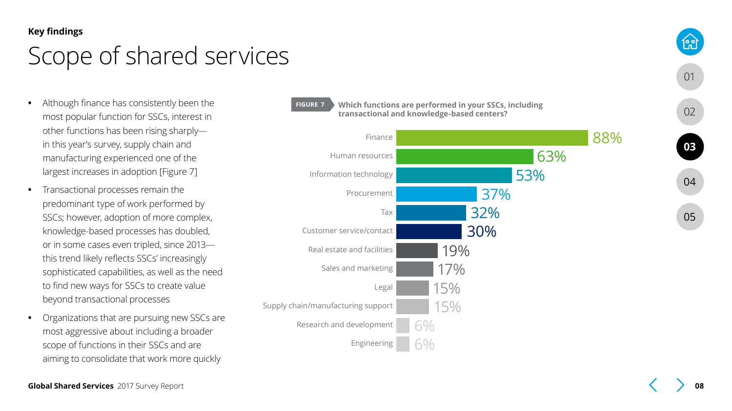Key findings

# Scope of shared services

- Although finance has consistently been the most popular function for SSCs, interest in other functions has been rising sharply—in this year's survey, supply chain and manufacturing experienced one of the largest increases in adoption [Figure 7]
- Transactional processes remain the predominant type of work performed by SSCs; however, adoption of more complex, knowledge-based processes has doubled, or in some cases even tripled, since 2013—this trend likely reflects SSCs' increasingly sophisticated capabilities, as well as the need to find new ways for SSCs to create value beyond transactional processes
- Organizations that are pursuing new SSCs are most aggressive about including a broader scope of functions in their SSCs and are aiming to consolidate that work more quickly

**FIGURE 7** **Which functions are performed in your SSCs, including transactional and knowledge-based centers?**

| Function | Percentage |
|---|---|
| Finance | 88% |
| Human resources | 63% |
| Information technology | 53% |
| Procurement | 37% |
| Tax | 32% |
| Customer service/contact | 30% |
| Real estate and facilities | 19% |
| Sales and marketing | 17% |
| Legal | 15% |
| Supply chain/manufacturing support | 15% |
| Research and development | 6% |
| Engineering | 6% |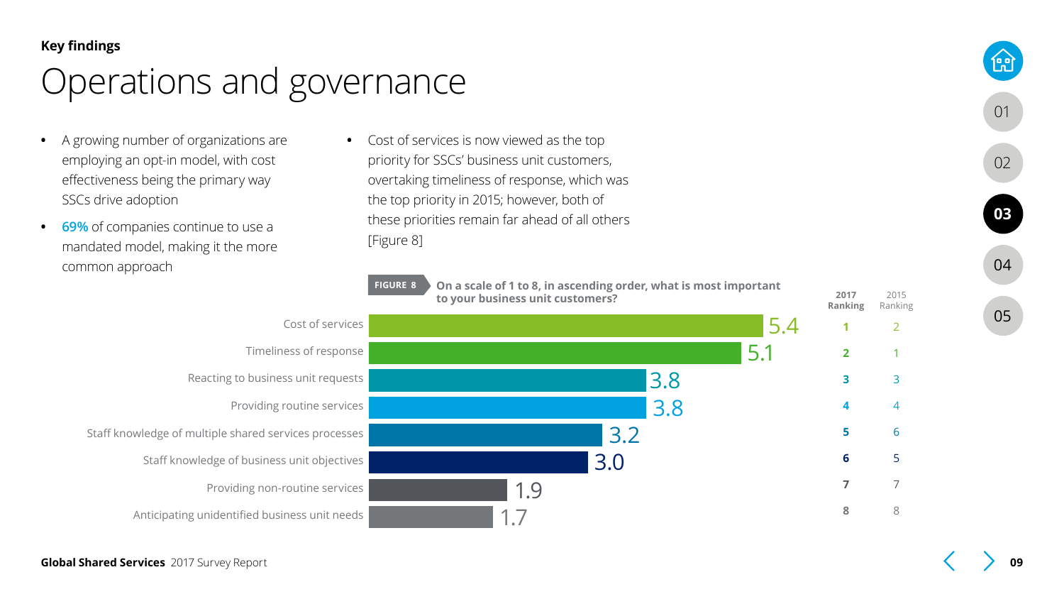**Key findings**

# Operations and governance

- A growing number of organizations are employing an opt-in model, with cost effectiveness being the primary way SSCs drive adoption
- **69%** of companies continue to use a mandated model, making it the more common approach
- Cost of services is now viewed as the top priority for SSCs' business unit customers, overtaking timeliness of response, which was the top priority in 2015; however, both of these priorities remain far ahead of all others [Figure 8]

**FIGURE 8** **On a scale of 1 to 8, in ascending order, what is most important to your business unit customers?**

| Priority | Score | 2017 Ranking | 2015 Ranking |
|---|---|---|---|
| Cost of services | 5.4 | 1 | 2 |
| Timeliness of response | 5.1 | 2 | 1 |
| Reacting to business unit requests | 3.8 | 3 | 3 |
| Providing routine services | 3.8 | 4 | 4 |
| Staff knowledge of multiple shared services processes | 3.2 | 5 | 6 |
| Staff knowledge of business unit objectives | 3.0 | 6 | 5 |
| Providing non-routine services | 1.9 | 7 | 7 |
| Anticipating unidentified business unit needs | 1.7 | 8 | 8 |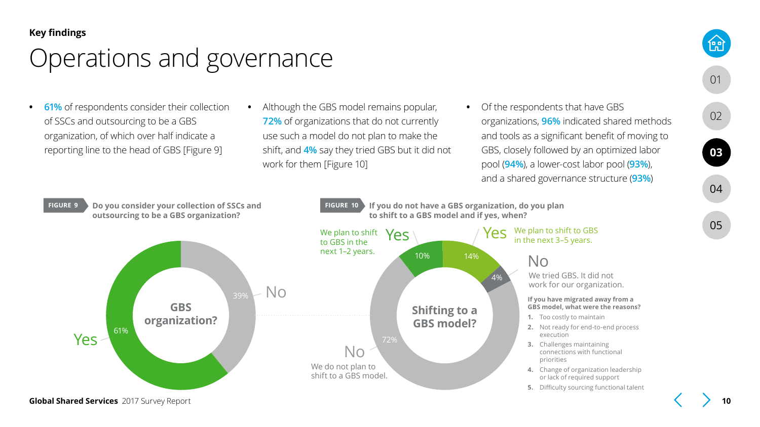Key findings

# Operations and governance

- 61% of respondents consider their collection of SSCs and outsourcing to be a GBS organization, of which over half indicate a reporting line to the head of GBS [Figure 9]
- Although the GBS model remains popular, 72% of organizations that do not currently use such a model do not plan to make the shift, and 4% say they tried GBS but it did not work for them [Figure 10]
- Of the respondents that have GBS organizations, 96% indicated shared methods and tools as a significant benefit of moving to GBS, closely followed by an optimized labor pool (94%), a lower-cost labor pool (93%), and a shared governance structure (93%)

**FIGURE 9** Do you consider your collection of SSCs and outsourcing to be a GBS organization?

GBS organization?

| Response | % |
|---|---|
| Yes | 61% |
| No | 39% |

**FIGURE 10** If you do not have a GBS organization, do you plan to shift to a GBS model and if yes, when?

Shifting to a GBS model?

| Response | % |
|---|---|
| Yes — We plan to shift to GBS in the next 1–2 years. | 10% |
| Yes — We plan to shift to GBS in the next 3–5 years. | 14% |
| No — We tried GBS. It did not work for our organization. | 4% |
| No — We do not plan to shift to a GBS model. | 72% |

**If you have migrated away from a GBS model, what were the reasons?**

1. Too costly to maintain
2. Not ready for end-to-end process execution
3. Challenges maintaining connections with functional priorities
4. Change of organization leadership or lack of required support
5. Difficulty sourcing functional talent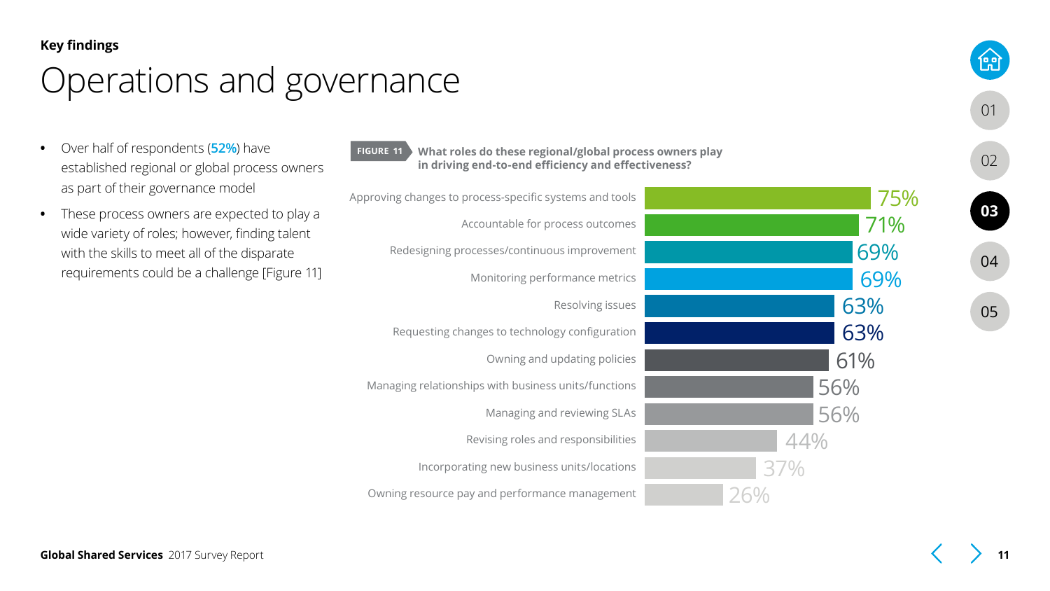**Key findings**

# Operations and governance

- Over half of respondents (**52%**) have established regional or global process owners as part of their governance model
- These process owners are expected to play a wide variety of roles; however, finding talent with the skills to meet all of the disparate requirements could be a challenge [Figure 11]

**FIGURE 11** **What roles do these regional/global process owners play in driving end-to-end efficiency and effectiveness?**

| Role | Percentage |
| --- | --- |
| Approving changes to process-specific systems and tools | 75% |
| Accountable for process outcomes | 71% |
| Redesigning processes/continuous improvement | 69% |
| Monitoring performance metrics | 69% |
| Resolving issues | 63% |
| Requesting changes to technology configuration | 63% |
| Owning and updating policies | 61% |
| Managing relationships with business units/functions | 56% |
| Managing and reviewing SLAs | 56% |
| Revising roles and responsibilities | 44% |
| Incorporating new business units/locations | 37% |
| Owning resource pay and performance management | 26% |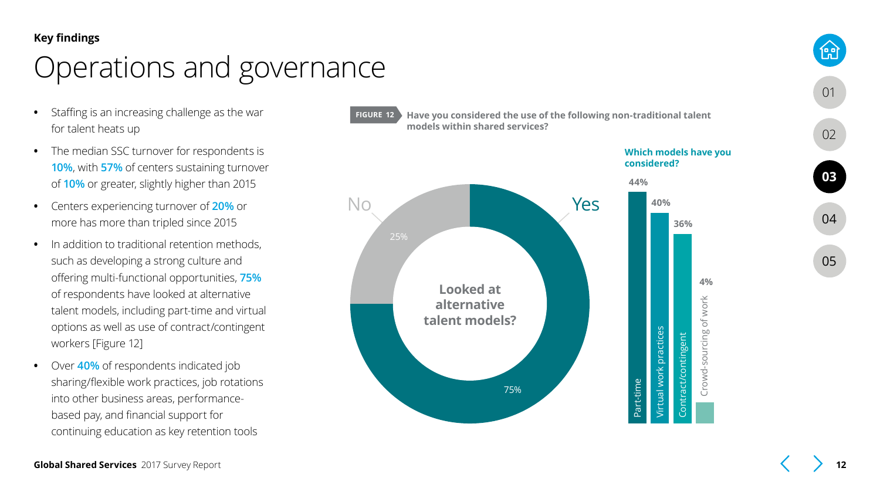Key findings

# Operations and governance

- Staffing is an increasing challenge as the war for talent heats up
- The median SSC turnover for respondents is **10%**, with **57%** of centers sustaining turnover of **10%** or greater, slightly higher than 2015
- Centers experiencing turnover of **20%** or more has more than tripled since 2015
- In addition to traditional retention methods, such as developing a strong culture and offering multi-functional opportunities, **75%** of respondents have looked at alternative talent models, including part-time and virtual options as well as use of contract/contingent workers [Figure 12]
- Over **40%** of respondents indicated job sharing/flexible work practices, job rotations into other business areas, performance-based pay, and financial support for continuing education as key retention tools

**FIGURE 12** **Have you considered the use of the following non-traditional talent models within shared services?**

**Looked at alternative talent models?**

| Response | % |
|---|---|
| Yes | 75% |
| No | 25% |

**Which models have you considered?**

| Model | % |
|---|---|
| Part-time | 44% |
| Virtual work practices | 40% |
| Contract/contingent | 36% |
| Crowd-sourcing of work | 4% |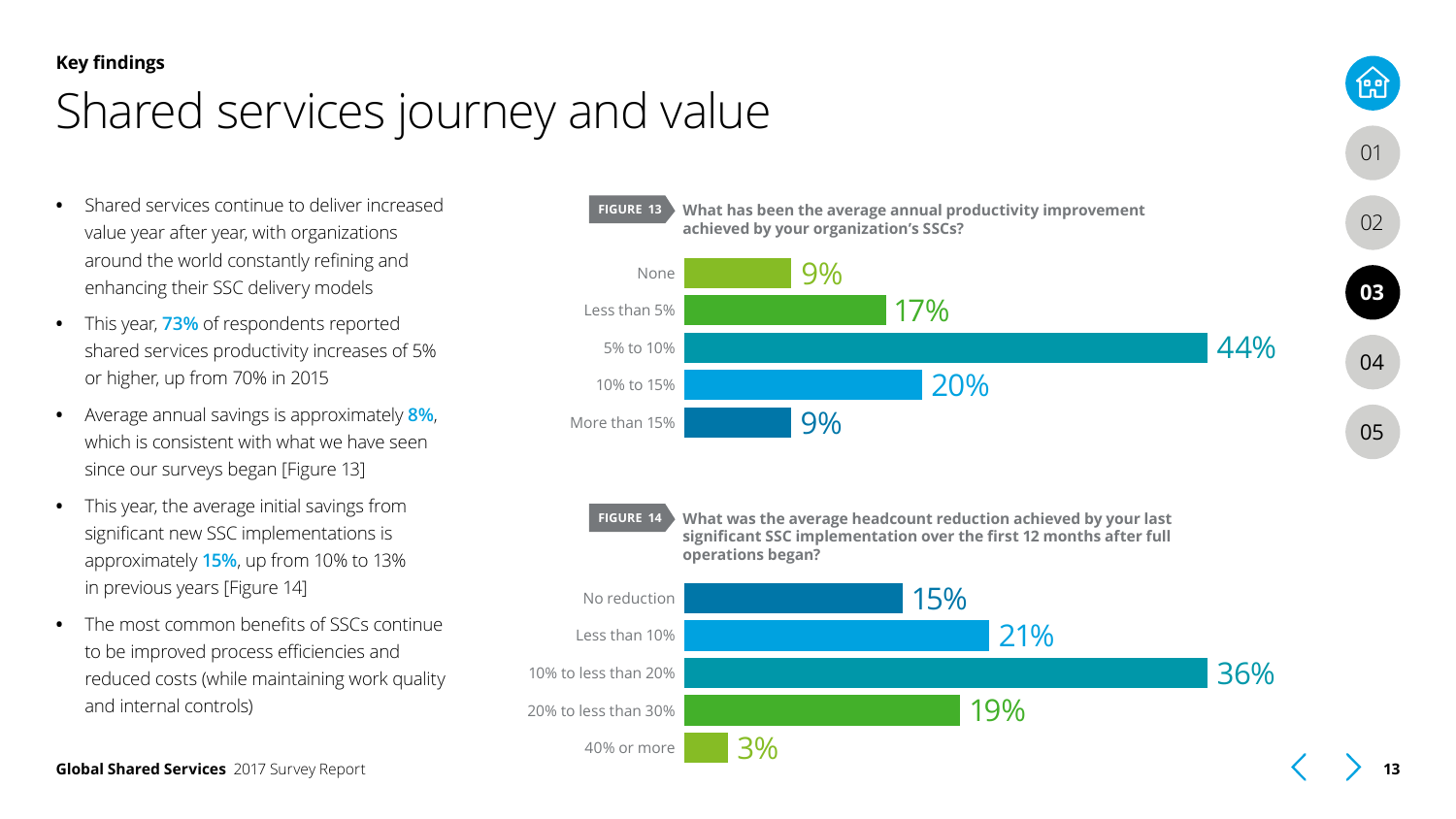Key findings

# Shared services journey and value

- Shared services continue to deliver increased value year after year, with organizations around the world constantly refining and enhancing their SSC delivery models
- This year, **73%** of respondents reported shared services productivity increases of 5% or higher, up from 70% in 2015
- Average annual savings is approximately **8%**, which is consistent with what we have seen since our surveys began [Figure 13]
- This year, the average initial savings from significant new SSC implementations is approximately **15%**, up from 10% to 13% in previous years [Figure 14]
- The most common benefits of SSCs continue to be improved process efficiencies and reduced costs (while maintaining work quality and internal controls)

**FIGURE 13** What has been the average annual productivity improvement achieved by your organization's SSCs?

| Response | Percentage |
|---|---|
| None | 9% |
| Less than 5% | 17% |
| 5% to 10% | 44% |
| 10% to 15% | 20% |
| More than 15% | 9% |

**FIGURE 14** What was the average headcount reduction achieved by your last significant SSC implementation over the first 12 months after full operations began?

| Response | Percentage |
|---|---|
| No reduction | 15% |
| Less than 10% | 21% |
| 10% to less than 20% | 36% |
| 20% to less than 30% | 19% |
| 40% or more | 3% |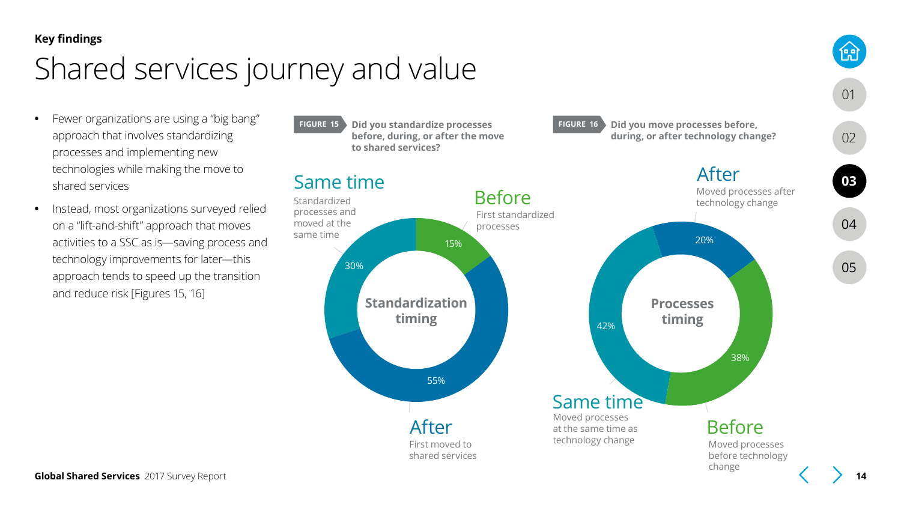Key findings

# Shared services journey and value

- Fewer organizations are using a "big bang" approach that involves standardizing processes and implementing new technologies while making the move to shared services
- Instead, most organizations surveyed relied on a "lift-and-shift" approach that moves activities to a SSC as is—saving process and technology improvements for later—this approach tends to speed up the transition and reduce risk [Figures 15, 16]

**FIGURE 15** **Did you standardize processes before, during, or after the move to shared services?**

**Standardization timing**

| Timing | Description | Share |
|---|---|---|
| Same time | Standardized processes and moved at the same time | 30% |
| Before | First standardized processes | 15% |
| After | First moved to shared services | 55% |

**FIGURE 16** **Did you move processes before, during, or after technology change?**

**Processes timing**

| Timing | Description | Share |
|---|---|---|
| After | Moved processes after technology change | 20% |
| Same time | Moved processes at the same time as technology change | 42% |
| Before | Moved processes before technology change | 38% |

**Global Shared Services** 2017 Survey Report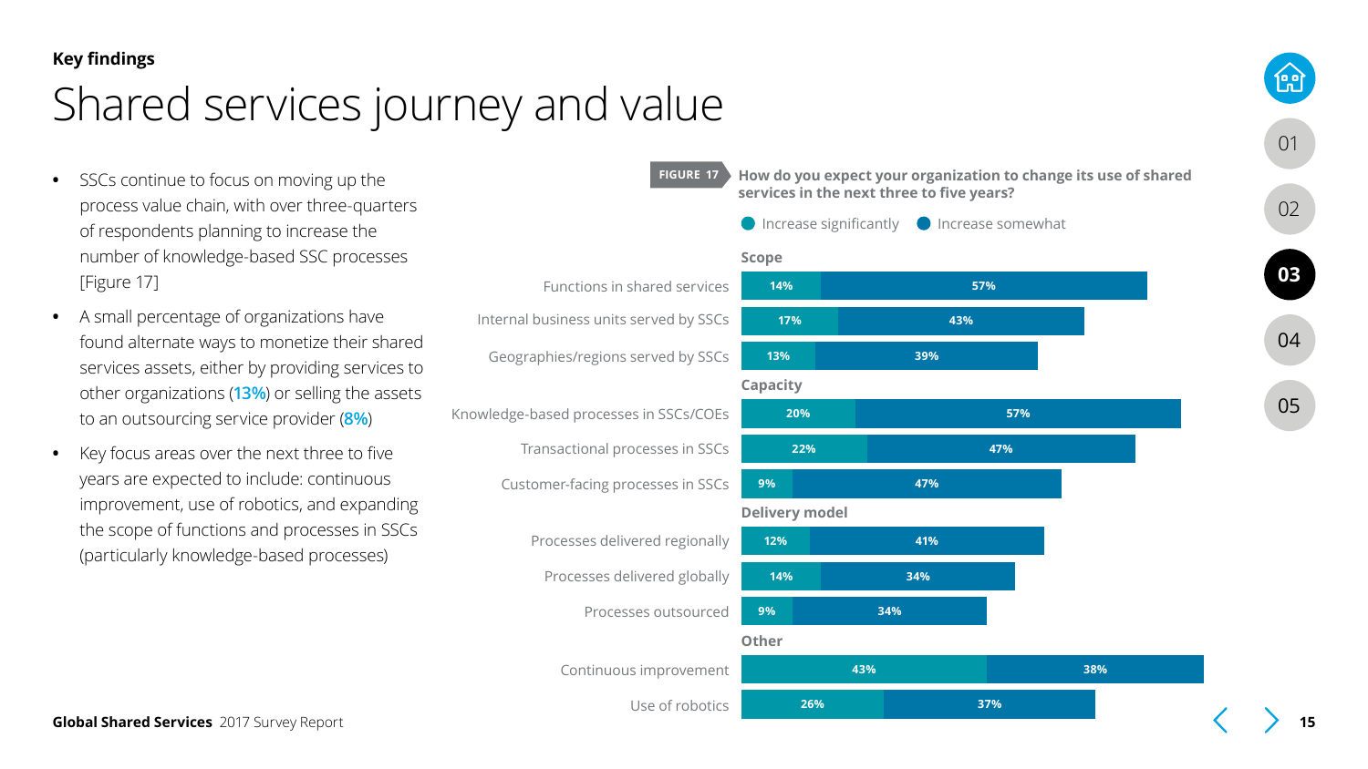**Key findings**

# Shared services journey and value

- SSCs continue to focus on moving up the process value chain, with over three-quarters of respondents planning to increase the number of knowledge-based SSC processes [Figure 17]
- A small percentage of organizations have found alternate ways to monetize their shared services assets, either by providing services to other organizations (13%) or selling the assets to an outsourcing service provider (8%)
- Key focus areas over the next three to five years are expected to include: continuous improvement, use of robotics, and expanding the scope of functions and processes in SSCs (particularly knowledge-based processes)

**FIGURE 17** How do you expect your organization to change its use of shared services in the next three to five years?

| | Increase significantly | Increase somewhat |
|---|---|---|
| **Scope** | | |
| Functions in shared services | 14% | 57% |
| Internal business units served by SSCs | 17% | 43% |
| Geographies/regions served by SSCs | 13% | 39% |
| **Capacity** | | |
| Knowledge-based processes in SSCs/COEs | 20% | 57% |
| Transactional processes in SSCs | 22% | 47% |
| Customer-facing processes in SSCs | 9% | 47% |
| **Delivery model** | | |
| Processes delivered regionally | 12% | 41% |
| Processes delivered globally | 14% | 34% |
| Processes outsourced | 9% | 34% |
| **Other** | | |
| Continuous improvement | 43% | 38% |
| Use of robotics | 26% | 37% |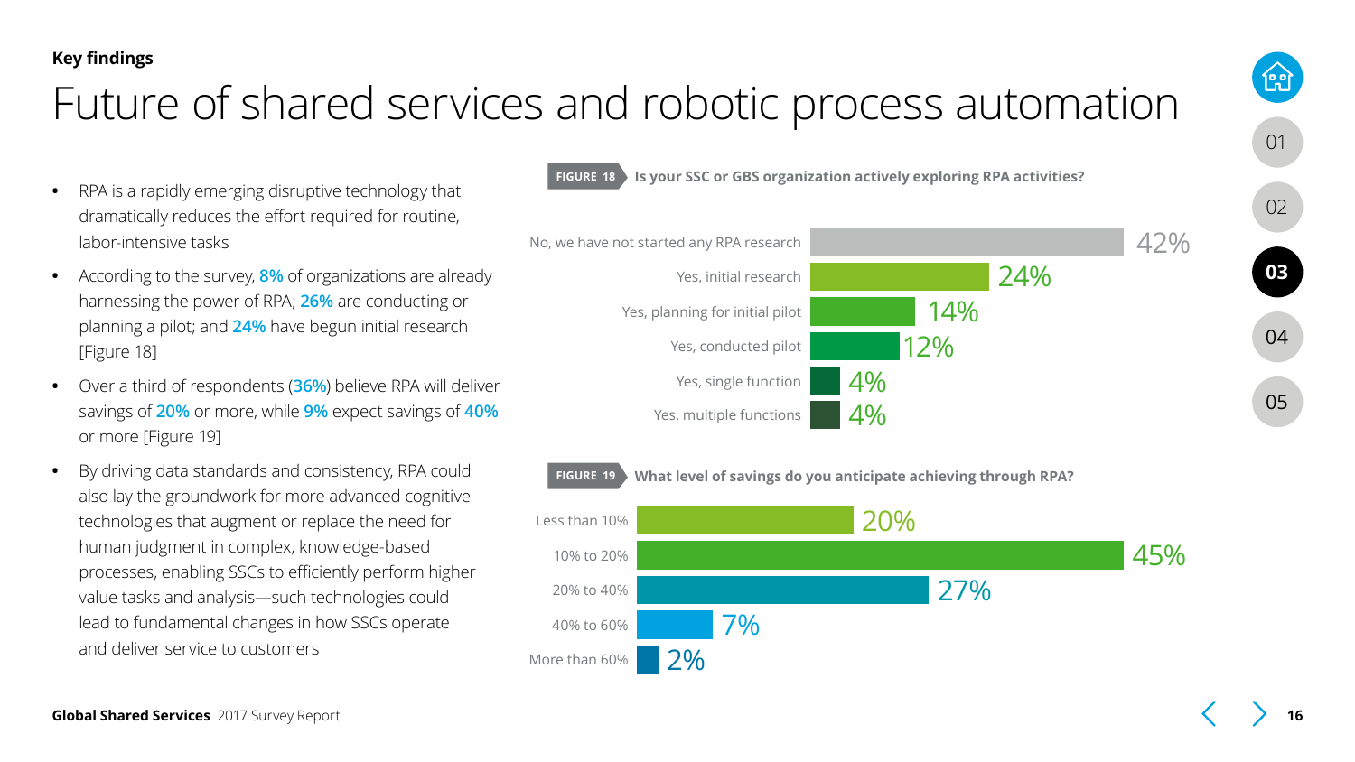**Key findings**

# Future of shared services and robotic process automation

- RPA is a rapidly emerging disruptive technology that dramatically reduces the effort required for routine, labor-intensive tasks
- According to the survey, 8% of organizations are already harnessing the power of RPA; 26% are conducting or planning a pilot; and 24% have begun initial research [Figure 18]
- Over a third of respondents (36%) believe RPA will deliver savings of 20% or more, while 9% expect savings of 40% or more [Figure 19]
- By driving data standards and consistency, RPA could also lay the groundwork for more advanced cognitive technologies that augment or replace the need for human judgment in complex, knowledge-based processes, enabling SSCs to efficiently perform higher value tasks and analysis—such technologies could lead to fundamental changes in how SSCs operate and deliver service to customers

**FIGURE 18** Is your SSC or GBS organization actively exploring RPA activities?

| Response | % |
|---|---|
| No, we have not started any RPA research | 42% |
| Yes, initial research | 24% |
| Yes, planning for initial pilot | 14% |
| Yes, conducted pilot | 12% |
| Yes, single function | 4% |
| Yes, multiple functions | 4% |

**FIGURE 19** What level of savings do you anticipate achieving through RPA?

| Savings level | % |
|---|---|
| Less than 10% | 20% |
| 10% to 20% | 45% |
| 20% to 40% | 27% |
| 40% to 60% | 7% |
| More than 60% | 2% |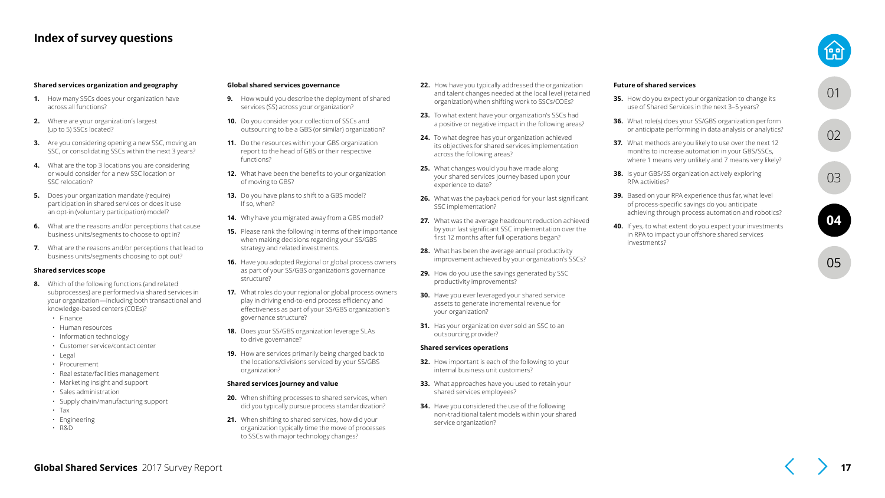# Index of survey questions

### Shared services organization and geography

1. How many SSCs does your organization have across all functions?
2. Where are your organization's largest (up to 5) SSCs located?
3. Are you considering opening a new SSC, moving an SSC, or consolidating SSCs within the next 3 years?
4. What are the top 3 locations you are considering or would consider for a new SSC location or SSC relocation?
5. Does your organization mandate (require) participation in shared services or does it use an opt-in (voluntary participation) model?
6. What are the reasons and/or perceptions that cause business units/segments to choose to opt in?
7. What are the reasons and/or perceptions that lead to business units/segments choosing to opt out?

### Shared services scope

8. Which of the following functions (and related subprocesses) are performed via shared services in your organization—including both transactional and knowledge-based centers (COEs)?
   - Finance
   - Human resources
   - Information technology
   - Customer service/contact center
   - Legal
   - Procurement
   - Real estate/facilities management
   - Marketing insight and support
   - Sales administration
   - Supply chain/manufacturing support
   - Tax
   - Engineering
   - R&D

### Global shared services governance

9. How would you describe the deployment of shared services (SS) across your organization?
10. Do you consider your collection of SSCs and outsourcing to be a GBS (or similar) organization?
11. Do the resources within your GBS organization report to the head of GBS or their respective functions?
12. What have been the benefits to your organization of moving to GBS?
13. Do you have plans to shift to a GBS model? If so, when?
14. Why have you migrated away from a GBS model?
15. Please rank the following in terms of their importance when making decisions regarding your SS/GBS strategy and related investments.
16. Have you adopted Regional or global process owners as part of your SS/GBS organization's governance structure?
17. What roles do your regional or global process owners play in driving end-to-end process efficiency and effectiveness as part of your SS/GBS organization's governance structure?
18. Does your SS/GBS organization leverage SLAs to drive governance?
19. How are services primarily being charged back to the locations/divisions serviced by your SS/GBS organization?

### Shared services journey and value

20. When shifting processes to shared services, when did you typically pursue process standardization?
21. When shifting to shared services, how did your organization typically time the move of processes to SSCs with major technology changes?
22. How have you typically addressed the organization and talent changes needed at the local level (retained organization) when shifting work to SSCs/COEs?
23. To what extent have your organization's SSCs had a positive or negative impact in the following areas?
24. To what degree has your organization achieved its objectives for shared services implementation across the following areas?
25. What changes would you have made along your shared services journey based upon your experience to date?
26. What was the payback period for your last significant SSC implementation?
27. What was the average headcount reduction achieved by your last significant SSC implementation over the first 12 months after full operations began?
28. What has been the average annual productivity improvement achieved by your organization's SSCs?
29. How do you use the savings generated by SSC productivity improvements?
30. Have you ever leveraged your shared service assets to generate incremental revenue for your organization?
31. Has your organization ever sold an SSC to an outsourcing provider?

### Shared services operations

32. How important is each of the following to your internal business unit customers?
33. What approaches have you used to retain your shared services employees?
34. Have you considered the use of the following non-traditional talent models within your shared service organization?

### Future of shared services

35. How do you expect your organization to change its use of Shared Services in the next 3–5 years?
36. What role(s) does your SS/GBS organization perform or anticipate performing in data analysis or analytics?
37. What methods are you likely to use over the next 12 months to increase automation in your GBS/SSCs, where 1 means very unlikely and 7 means very likely?
38. Is your GBS/SS organization actively exploring RPA activities?
39. Based on your RPA experience thus far, what level of process-specific savings do you anticipate achieving through process automation and robotics?
40. If yes, to what extent do you expect your investments in RPA to impact your offshore shared services investments?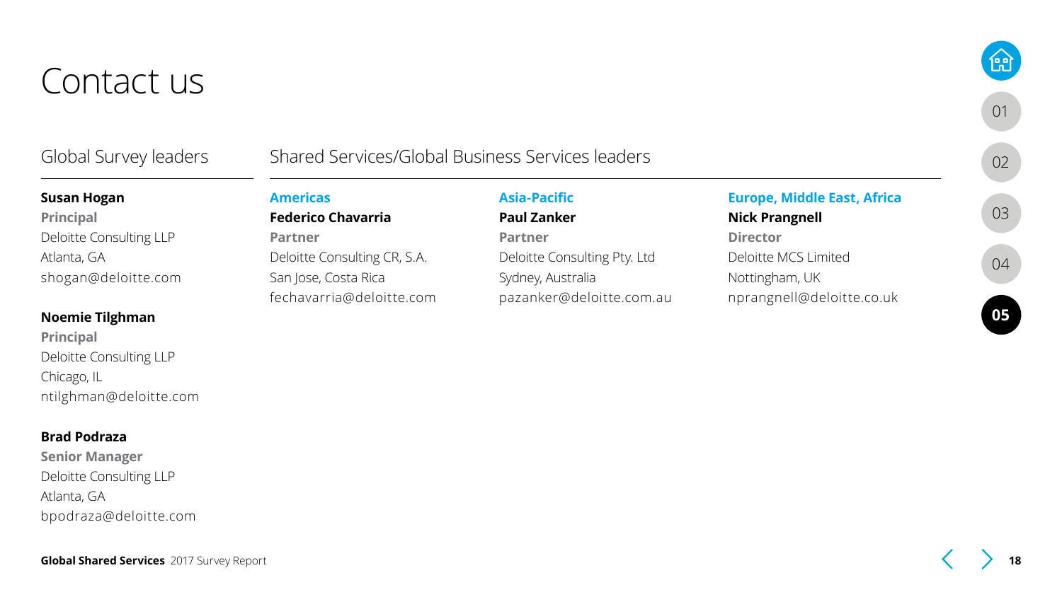# Contact us

## Global Survey leaders

**Susan Hogan**
**Principal**
Deloitte Consulting LLP
Atlanta, GA
shogan@deloitte.com

**Noemie Tilghman**
**Principal**
Deloitte Consulting LLP
Chicago, IL
ntilghman@deloitte.com

**Brad Podraza**
**Senior Manager**
Deloitte Consulting LLP
Atlanta, GA
bpodraza@deloitte.com

## Shared Services/Global Business Services leaders

### Americas

**Federico Chavarria**
**Partner**
Deloitte Consulting CR, S.A.
San Jose, Costa Rica
fechavarria@deloitte.com

### Asia-Pacific

**Paul Zanker**
**Partner**
Deloitte Consulting Pty. Ltd
Sydney, Australia
pazanker@deloitte.com.au

### Europe, Middle East, Africa

**Nick Prangnell**
**Director**
Deloitte MCS Limited
Nottingham, UK
nprangnell@deloitte.co.uk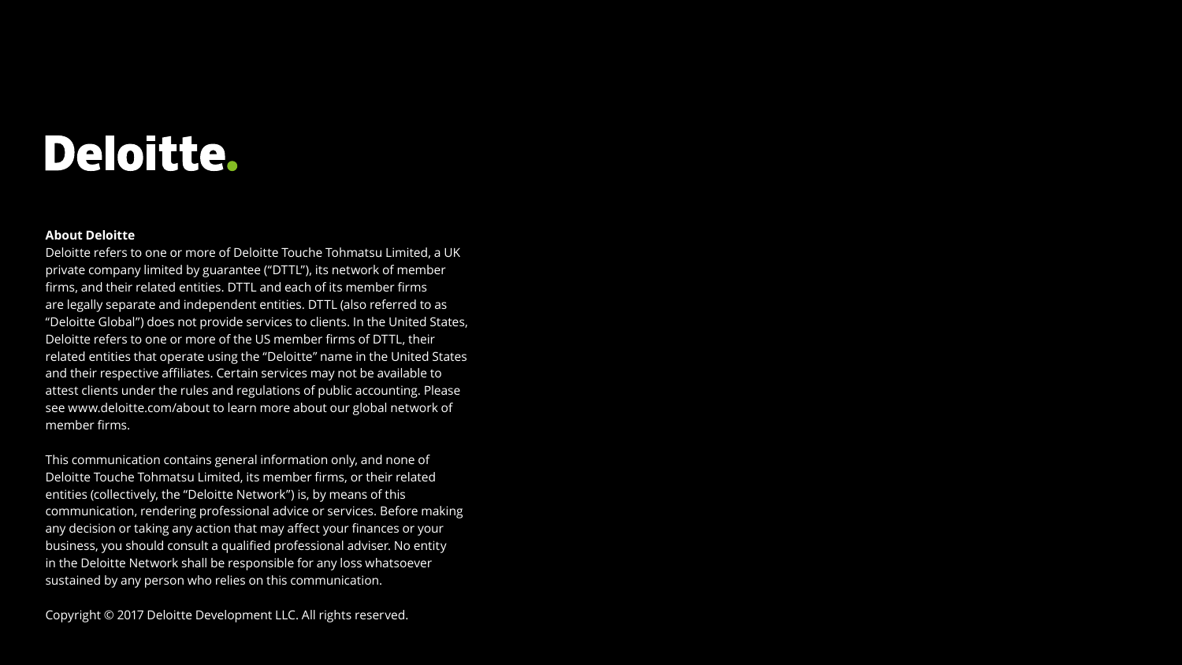# Deloitte.

**About Deloitte**

Deloitte refers to one or more of Deloitte Touche Tohmatsu Limited, a UK private company limited by guarantee ("DTTL"), its network of member firms, and their related entities. DTTL and each of its member firms are legally separate and independent entities. DTTL (also referred to as "Deloitte Global") does not provide services to clients. In the United States, Deloitte refers to one or more of the US member firms of DTTL, their related entities that operate using the "Deloitte" name in the United States and their respective affiliates. Certain services may not be available to attest clients under the rules and regulations of public accounting. Please see www.deloitte.com/about to learn more about our global network of member firms.

This communication contains general information only, and none of Deloitte Touche Tohmatsu Limited, its member firms, or their related entities (collectively, the "Deloitte Network") is, by means of this communication, rendering professional advice or services. Before making any decision or taking any action that may affect your finances or your business, you should consult a qualified professional adviser. No entity in the Deloitte Network shall be responsible for any loss whatsoever sustained by any person who relies on this communication.

Copyright © 2017 Deloitte Development LLC. All rights reserved.